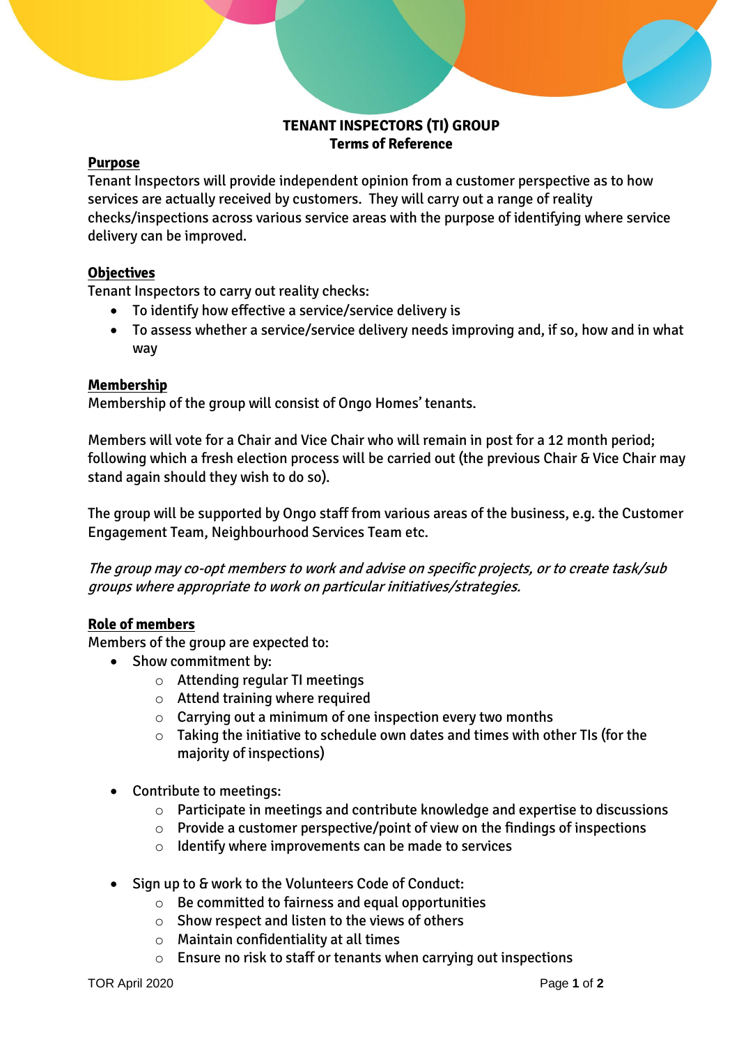# TENANT INSPECTORS (TI) GROUP
## Terms of Reference

**Purpose**

Tenant Inspectors will provide independent opinion from a customer perspective as to how services are actually received by customers. They will carry out a range of reality checks/inspections across various service areas with the purpose of identifying where service delivery can be improved.

**Objectives**

Tenant Inspectors to carry out reality checks:

- To identify how effective a service/service delivery is
- To assess whether a service/service delivery needs improving and, if so, how and in what way

**Membership**

Membership of the group will consist of Ongo Homes' tenants.

Members will vote for a Chair and Vice Chair who will remain in post for a 12 month period; following which a fresh election process will be carried out (the previous Chair & Vice Chair may stand again should they wish to do so).

The group will be supported by Ongo staff from various areas of the business, e.g. the Customer Engagement Team, Neighbourhood Services Team etc.

*The group may co-opt members to work and advise on specific projects, or to create task/sub groups where appropriate to work on particular initiatives/strategies.*

**Role of members**

Members of the group are expected to:

- Show commitment by:
  - Attending regular TI meetings
  - Attend training where required
  - Carrying out a minimum of one inspection every two months
  - Taking the initiative to schedule own dates and times with other TIs (for the majority of inspections)
- Contribute to meetings:
  - Participate in meetings and contribute knowledge and expertise to discussions
  - Provide a customer perspective/point of view on the findings of inspections
  - Identify where improvements can be made to services
- Sign up to & work to the Volunteers Code of Conduct:
  - Be committed to fairness and equal opportunities
  - Show respect and listen to the views of others
  - Maintain confidentiality at all times
  - Ensure no risk to staff or tenants when carrying out inspections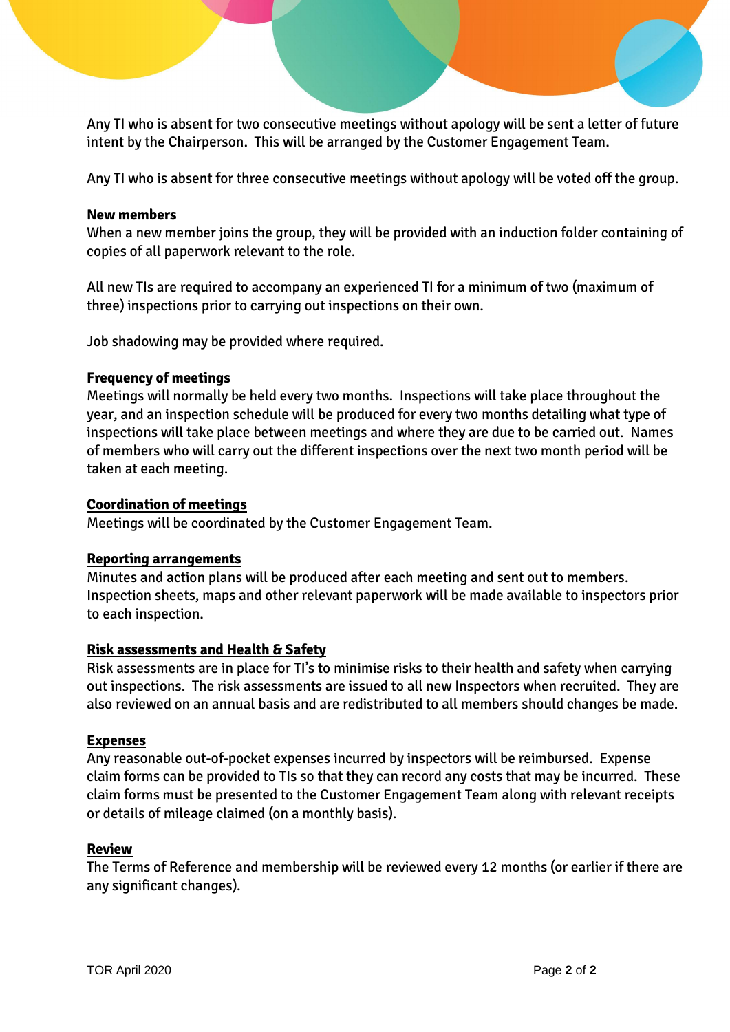Any TI who is absent for two consecutive meetings without apology will be sent a letter of future intent by the Chairperson. This will be arranged by the Customer Engagement Team.

Any TI who is absent for three consecutive meetings without apology will be voted off the group.

**New members**

When a new member joins the group, they will be provided with an induction folder containing of copies of all paperwork relevant to the role.

All new TIs are required to accompany an experienced TI for a minimum of two (maximum of three) inspections prior to carrying out inspections on their own.

Job shadowing may be provided where required.

**Frequency of meetings**

Meetings will normally be held every two months. Inspections will take place throughout the year, and an inspection schedule will be produced for every two months detailing what type of inspections will take place between meetings and where they are due to be carried out. Names of members who will carry out the different inspections over the next two month period will be taken at each meeting.

**Coordination of meetings**

Meetings will be coordinated by the Customer Engagement Team.

**Reporting arrangements**

Minutes and action plans will be produced after each meeting and sent out to members. Inspection sheets, maps and other relevant paperwork will be made available to inspectors prior to each inspection.

**Risk assessments and Health & Safety**

Risk assessments are in place for TI's to minimise risks to their health and safety when carrying out inspections. The risk assessments are issued to all new Inspectors when recruited. They are also reviewed on an annual basis and are redistributed to all members should changes be made.

**Expenses**

Any reasonable out-of-pocket expenses incurred by inspectors will be reimbursed. Expense claim forms can be provided to TIs so that they can record any costs that may be incurred. These claim forms must be presented to the Customer Engagement Team along with relevant receipts or details of mileage claimed (on a monthly basis).

**Review**

The Terms of Reference and membership will be reviewed every 12 months (or earlier if there are any significant changes).